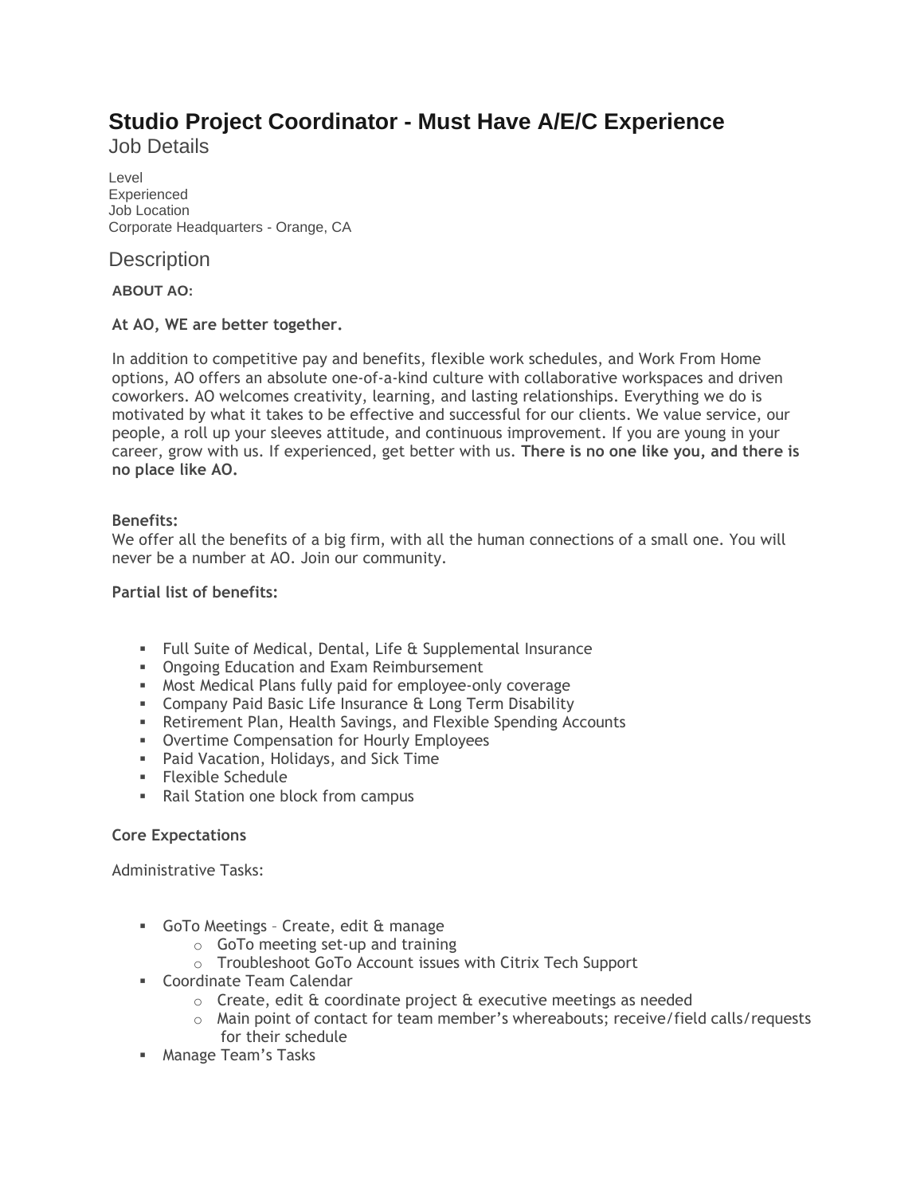# Studio Project Coordinator - Must Have A/E/C Experience

## Job Details

Level
Experienced
Job Location
Corporate Headquarters - Orange, CA

## Description

**ABOUT AO:**

**At AO, WE are better together.**

In addition to competitive pay and benefits, flexible work schedules, and Work From Home options, AO offers an absolute one-of-a-kind culture with collaborative workspaces and driven coworkers. AO welcomes creativity, learning, and lasting relationships. Everything we do is motivated by what it takes to be effective and successful for our clients. We value service, our people, a roll up your sleeves attitude, and continuous improvement. If you are young in your career, grow with us. If experienced, get better with us. **There is no one like you, and there is no place like AO.**

**Benefits:**
We offer all the benefits of a big firm, with all the human connections of a small one. You will never be a number at AO. Join our community.

**Partial list of benefits:**

- Full Suite of Medical, Dental, Life & Supplemental Insurance
- Ongoing Education and Exam Reimbursement
- Most Medical Plans fully paid for employee-only coverage
- Company Paid Basic Life Insurance & Long Term Disability
- Retirement Plan, Health Savings, and Flexible Spending Accounts
- Overtime Compensation for Hourly Employees
- Paid Vacation, Holidays, and Sick Time
- Flexible Schedule
- Rail Station one block from campus

**Core Expectations**

Administrative Tasks:

- GoTo Meetings – Create, edit & manage
  - GoTo meeting set-up and training
  - Troubleshoot GoTo Account issues with Citrix Tech Support
- Coordinate Team Calendar
  - Create, edit & coordinate project & executive meetings as needed
  - Main point of contact for team member's whereabouts; receive/field calls/requests for their schedule
- Manage Team's Tasks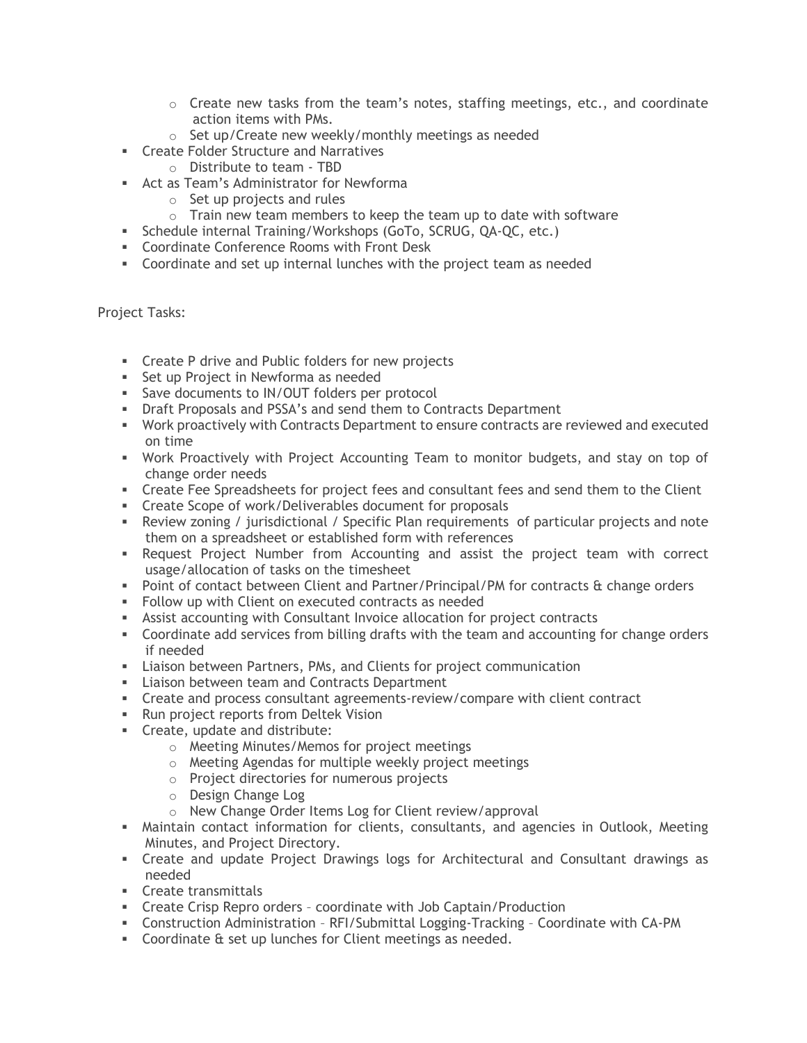- Create new tasks from the team's notes, staffing meetings, etc., and coordinate action items with PMs.
  - Set up/Create new weekly/monthly meetings as needed
- Create Folder Structure and Narratives
  - Distribute to team - TBD
- Act as Team's Administrator for Newforma
  - Set up projects and rules
  - Train new team members to keep the team up to date with software
- Schedule internal Training/Workshops (GoTo, SCRUG, QA-QC, etc.)
- Coordinate Conference Rooms with Front Desk
- Coordinate and set up internal lunches with the project team as needed

Project Tasks:

- Create P drive and Public folders for new projects
- Set up Project in Newforma as needed
- Save documents to IN/OUT folders per protocol
- Draft Proposals and PSSA's and send them to Contracts Department
- Work proactively with Contracts Department to ensure contracts are reviewed and executed on time
- Work Proactively with Project Accounting Team to monitor budgets, and stay on top of change order needs
- Create Fee Spreadsheets for project fees and consultant fees and send them to the Client
- Create Scope of work/Deliverables document for proposals
- Review zoning / jurisdictional / Specific Plan requirements of particular projects and note them on a spreadsheet or established form with references
- Request Project Number from Accounting and assist the project team with correct usage/allocation of tasks on the timesheet
- Point of contact between Client and Partner/Principal/PM for contracts & change orders
- Follow up with Client on executed contracts as needed
- Assist accounting with Consultant Invoice allocation for project contracts
- Coordinate add services from billing drafts with the team and accounting for change orders if needed
- Liaison between Partners, PMs, and Clients for project communication
- Liaison between team and Contracts Department
- Create and process consultant agreements-review/compare with client contract
- Run project reports from Deltek Vision
- Create, update and distribute:
  - Meeting Minutes/Memos for project meetings
  - Meeting Agendas for multiple weekly project meetings
  - Project directories for numerous projects
  - Design Change Log
  - New Change Order Items Log for Client review/approval
- Maintain contact information for clients, consultants, and agencies in Outlook, Meeting Minutes, and Project Directory.
- Create and update Project Drawings logs for Architectural and Consultant drawings as needed
- Create transmittals
- Create Crisp Repro orders – coordinate with Job Captain/Production
- Construction Administration – RFI/Submittal Logging-Tracking – Coordinate with CA-PM
- Coordinate & set up lunches for Client meetings as needed.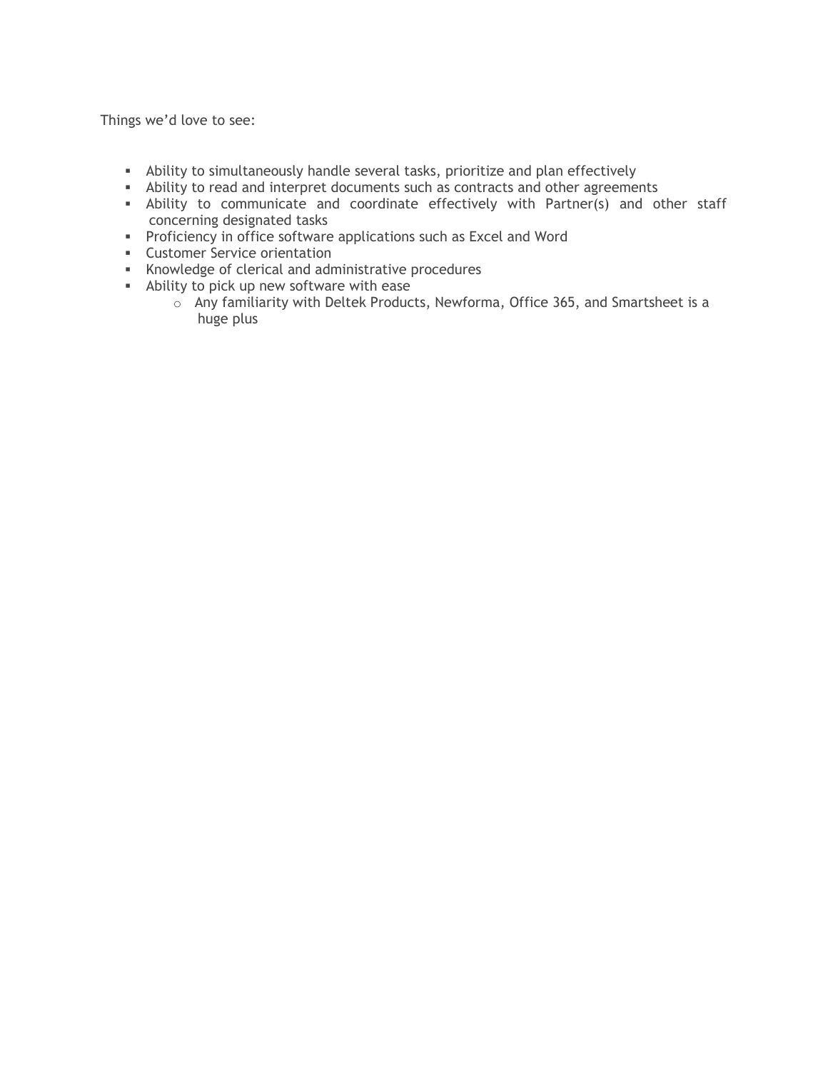Things we'd love to see:

- Ability to simultaneously handle several tasks, prioritize and plan effectively
- Ability to read and interpret documents such as contracts and other agreements
- Ability to communicate and coordinate effectively with Partner(s) and other staff concerning designated tasks
- Proficiency in office software applications such as Excel and Word
- Customer Service orientation
- Knowledge of clerical and administrative procedures
- Ability to pick up new software with ease
  - Any familiarity with Deltek Products, Newforma, Office 365, and Smartsheet is a huge plus